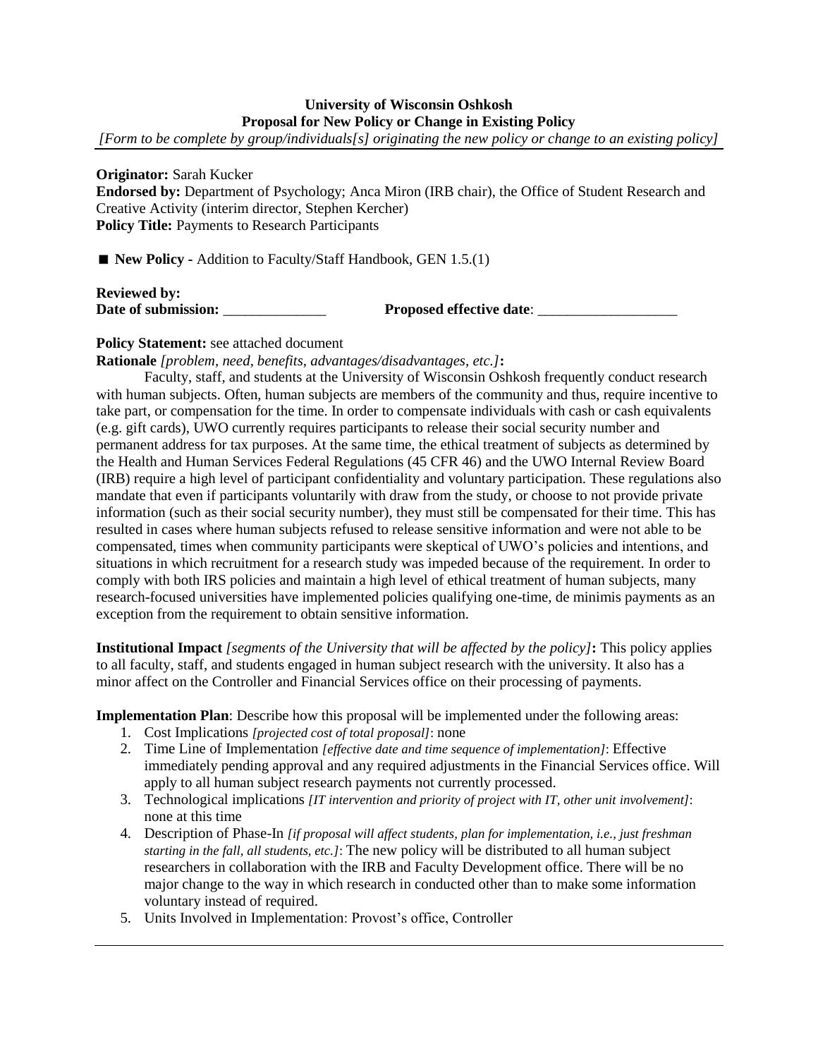**University of Wisconsin Oshkosh**
**Proposal for New Policy or Change in Existing Policy**
*[Form to be complete by group/individuals[s] originating the new policy or change to an existing policy]*

**Originator:** Sarah Kucker
**Endorsed by:** Department of Psychology; Anca Miron (IRB chair), the Office of Student Research and Creative Activity (interim director, Stephen Kercher)
**Policy Title:** Payments to Research Participants

■ **New Policy -** Addition to Faculty/Staff Handbook, GEN 1.5.(1)

**Reviewed by:**
**Date of submission:** ______________ **Proposed effective date**: ___________________

**Policy Statement:** see attached document
**Rationale** *[problem, need, benefits, advantages/disadvantages, etc.]***:**

Faculty, staff, and students at the University of Wisconsin Oshkosh frequently conduct research with human subjects. Often, human subjects are members of the community and thus, require incentive to take part, or compensation for the time. In order to compensate individuals with cash or cash equivalents (e.g. gift cards), UWO currently requires participants to release their social security number and permanent address for tax purposes. At the same time, the ethical treatment of subjects as determined by the Health and Human Services Federal Regulations (45 CFR 46) and the UWO Internal Review Board (IRB) require a high level of participant confidentiality and voluntary participation. These regulations also mandate that even if participants voluntarily with draw from the study, or choose to not provide private information (such as their social security number), they must still be compensated for their time. This has resulted in cases where human subjects refused to release sensitive information and were not able to be compensated, times when community participants were skeptical of UWO's policies and intentions, and situations in which recruitment for a research study was impeded because of the requirement. In order to comply with both IRS policies and maintain a high level of ethical treatment of human subjects, many research-focused universities have implemented policies qualifying one-time, de minimis payments as an exception from the requirement to obtain sensitive information.

**Institutional Impact** *[segments of the University that will be affected by the policy]***:** This policy applies to all faculty, staff, and students engaged in human subject research with the university. It also has a minor affect on the Controller and Financial Services office on their processing of payments.

**Implementation Plan**: Describe how this proposal will be implemented under the following areas:

1. Cost Implications *[projected cost of total proposal]*: none
2. Time Line of Implementation *[effective date and time sequence of implementation]*: Effective immediately pending approval and any required adjustments in the Financial Services office. Will apply to all human subject research payments not currently processed.
3. Technological implications *[IT intervention and priority of project with IT, other unit involvement]*: none at this time
4. Description of Phase-In *[if proposal will affect students, plan for implementation, i.e., just freshman starting in the fall, all students, etc.]*: The new policy will be distributed to all human subject researchers in collaboration with the IRB and Faculty Development office. There will be no major change to the way in which research in conducted other than to make some information voluntary instead of required.
5. Units Involved in Implementation: Provost's office, Controller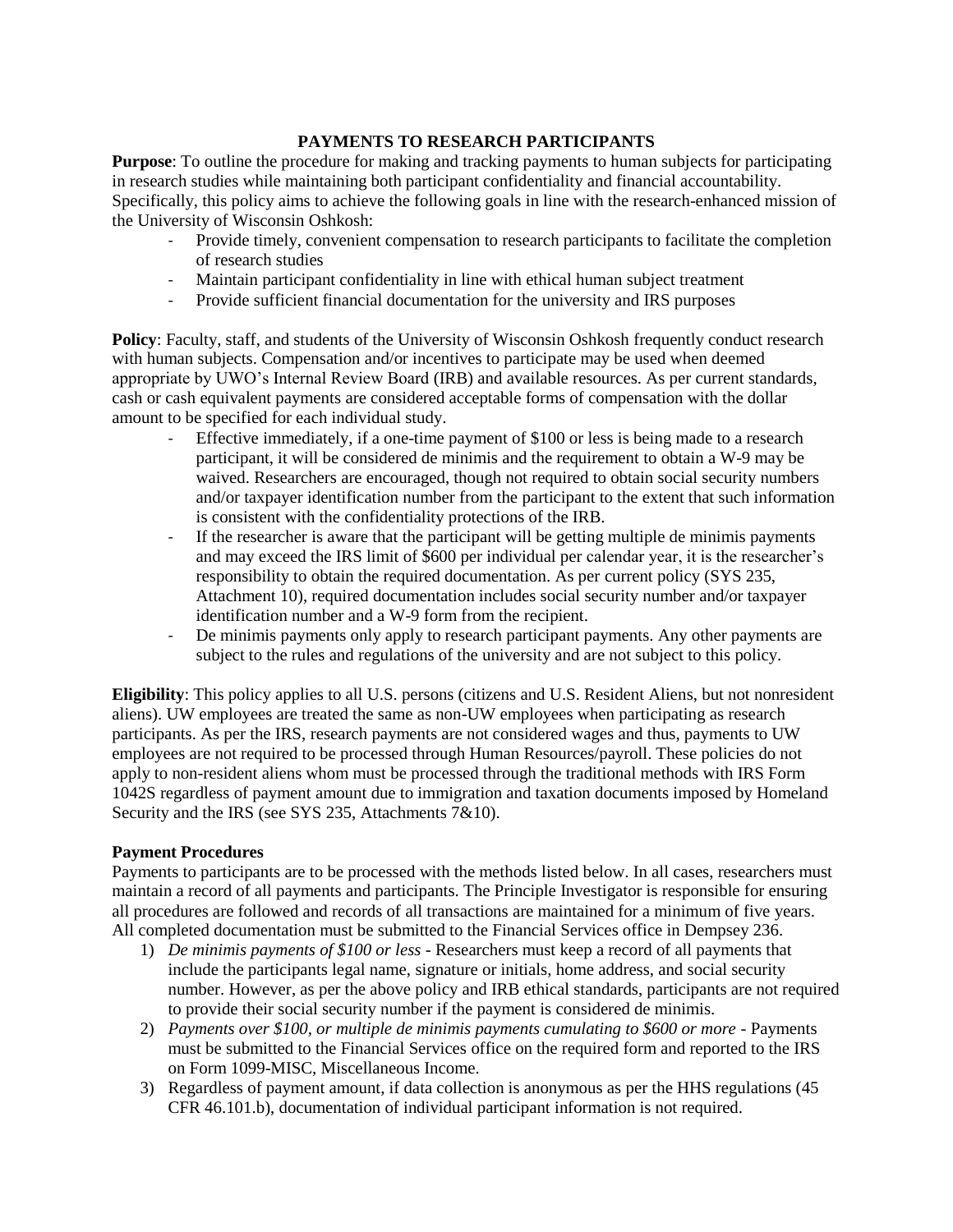# PAYMENTS TO RESEARCH PARTICIPANTS

**Purpose**: To outline the procedure for making and tracking payments to human subjects for participating in research studies while maintaining both participant confidentiality and financial accountability. Specifically, this policy aims to achieve the following goals in line with the research-enhanced mission of the University of Wisconsin Oshkosh:

- Provide timely, convenient compensation to research participants to facilitate the completion of research studies
- Maintain participant confidentiality in line with ethical human subject treatment
- Provide sufficient financial documentation for the university and IRS purposes

**Policy**: Faculty, staff, and students of the University of Wisconsin Oshkosh frequently conduct research with human subjects. Compensation and/or incentives to participate may be used when deemed appropriate by UWO's Internal Review Board (IRB) and available resources. As per current standards, cash or cash equivalent payments are considered acceptable forms of compensation with the dollar amount to be specified for each individual study.

- Effective immediately, if a one-time payment of $100 or less is being made to a research participant, it will be considered de minimis and the requirement to obtain a W-9 may be waived. Researchers are encouraged, though not required to obtain social security numbers and/or taxpayer identification number from the participant to the extent that such information is consistent with the confidentiality protections of the IRB.
- If the researcher is aware that the participant will be getting multiple de minimis payments and may exceed the IRS limit of $600 per individual per calendar year, it is the researcher's responsibility to obtain the required documentation. As per current policy (SYS 235, Attachment 10), required documentation includes social security number and/or taxpayer identification number and a W-9 form from the recipient.
- De minimis payments only apply to research participant payments. Any other payments are subject to the rules and regulations of the university and are not subject to this policy.

**Eligibility**: This policy applies to all U.S. persons (citizens and U.S. Resident Aliens, but not nonresident aliens). UW employees are treated the same as non-UW employees when participating as research participants. As per the IRS, research payments are not considered wages and thus, payments to UW employees are not required to be processed through Human Resources/payroll. These policies do not apply to non-resident aliens whom must be processed through the traditional methods with IRS Form 1042S regardless of payment amount due to immigration and taxation documents imposed by Homeland Security and the IRS (see SYS 235, Attachments 7&10).

**Payment Procedures**

Payments to participants are to be processed with the methods listed below. In all cases, researchers must maintain a record of all payments and participants. The Principle Investigator is responsible for ensuring all procedures are followed and records of all transactions are maintained for a minimum of five years. All completed documentation must be submitted to the Financial Services office in Dempsey 236.

1) *De minimis payments of $100 or less* - Researchers must keep a record of all payments that include the participants legal name, signature or initials, home address, and social security number. However, as per the above policy and IRB ethical standards, participants are not required to provide their social security number if the payment is considered de minimis.
2) *Payments over $100, or multiple de minimis payments cumulating to $600 or more* - Payments must be submitted to the Financial Services office on the required form and reported to the IRS on Form 1099-MISC, Miscellaneous Income.
3) Regardless of payment amount, if data collection is anonymous as per the HHS regulations (45 CFR 46.101.b), documentation of individual participant information is not required.